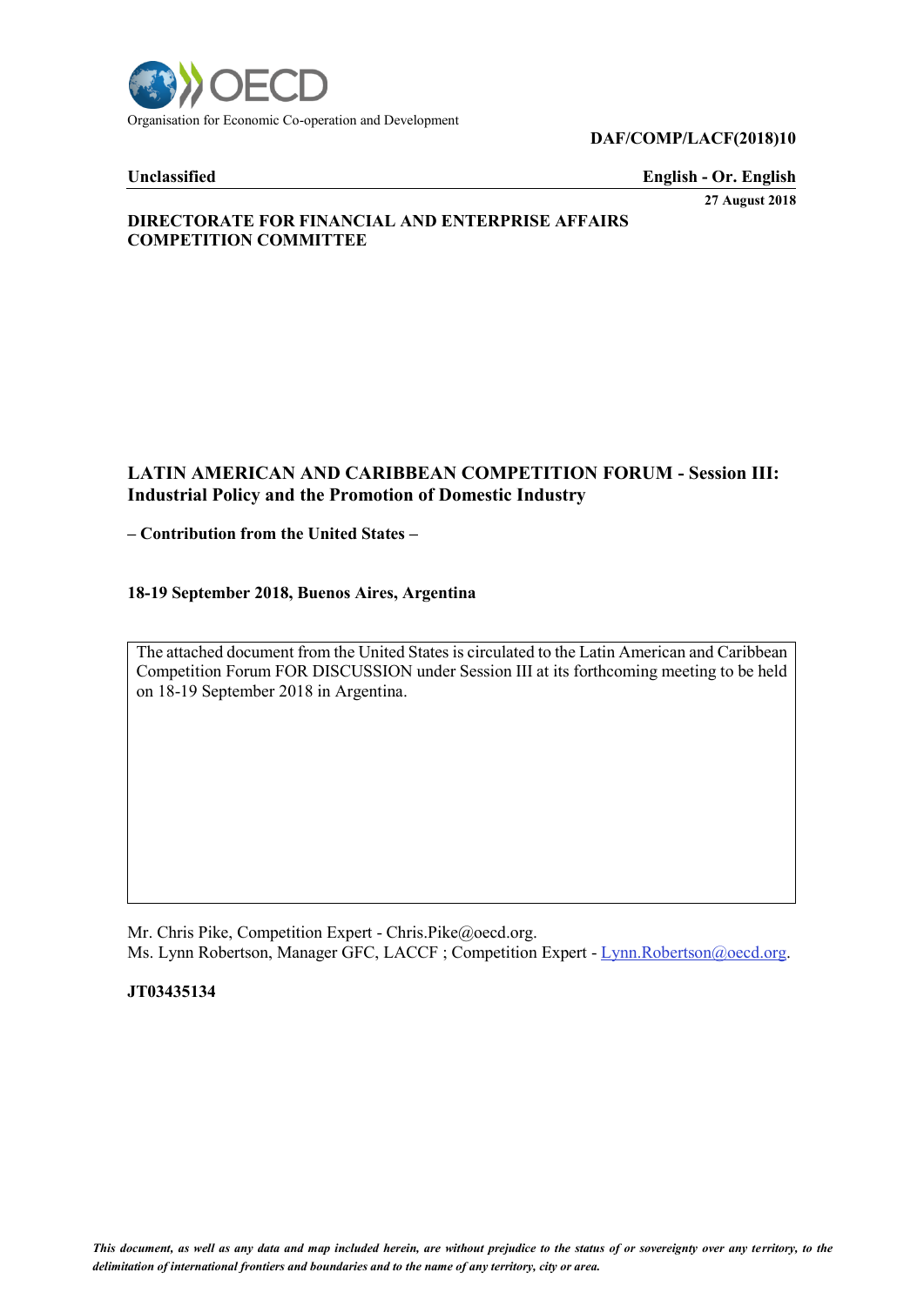Organisation for Economic Co-operation and Development

**DAF/COMP/LACF(2018)10**

**Unclassified** **English - Or. English**

**27 August 2018**

**DIRECTORATE FOR FINANCIAL AND ENTERPRISE AFFAIRS**
**COMPETITION COMMITTEE**

# LATIN AMERICAN AND CARIBBEAN COMPETITION FORUM - Session III: Industrial Policy and the Promotion of Domestic Industry

**– Contribution from the United States –**

**18-19 September 2018, Buenos Aires, Argentina**

The attached document from the United States is circulated to the Latin American and Caribbean Competition Forum FOR DISCUSSION under Session III at its forthcoming meeting to be held on 18-19 September 2018 in Argentina.

Mr. Chris Pike, Competition Expert - Chris.Pike@oecd.org.
Ms. Lynn Robertson, Manager GFC, LACCF ; Competition Expert - Lynn.Robertson@oecd.org.

**JT03435134**

*This document, as well as any data and map included herein, are without prejudice to the status of or sovereignty over any territory, to the delimitation of international frontiers and boundaries and to the name of any territory, city or area.*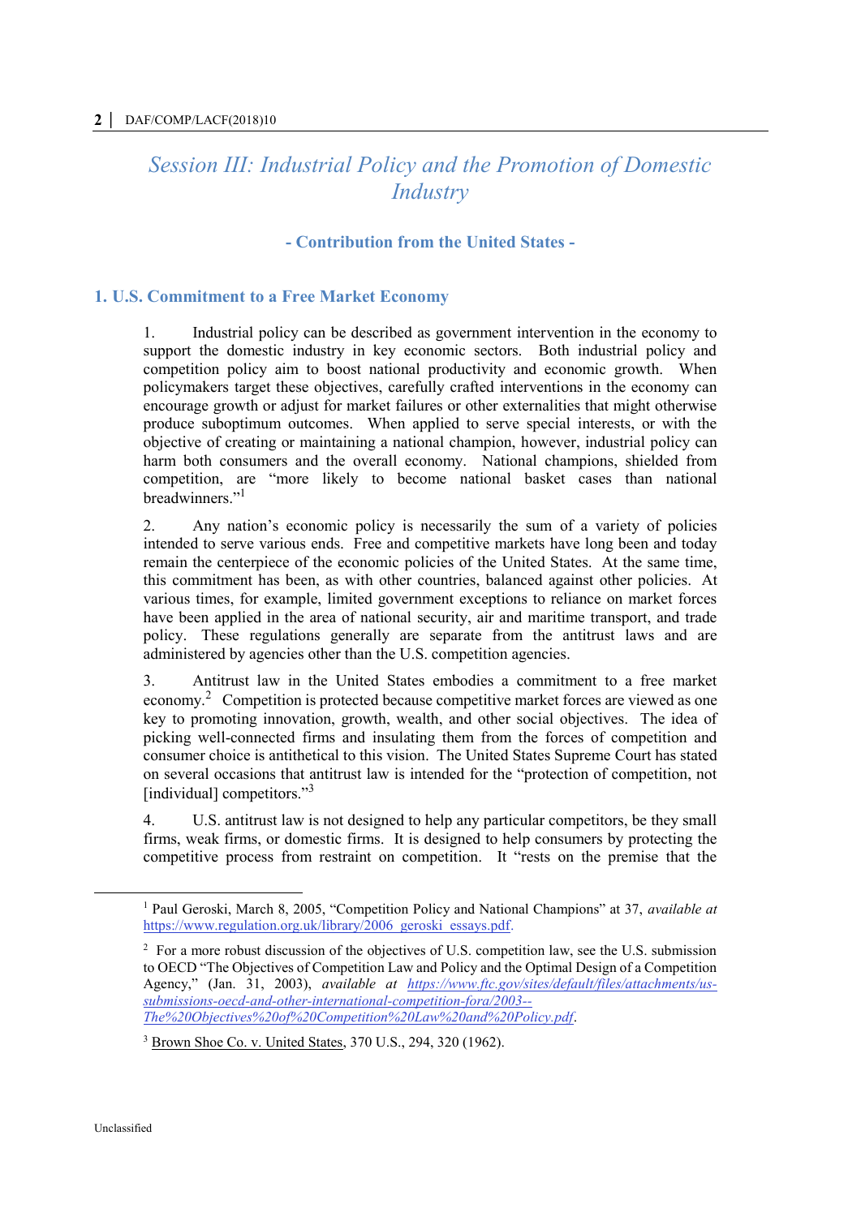# Session III: Industrial Policy and the Promotion of Domestic Industry

### - Contribution from the United States -

## 1. U.S. Commitment to a Free Market Economy

1. Industrial policy can be described as government intervention in the economy to support the domestic industry in key economic sectors. Both industrial policy and competition policy aim to boost national productivity and economic growth. When policymakers target these objectives, carefully crafted interventions in the economy can encourage growth or adjust for market failures or other externalities that might otherwise produce suboptimum outcomes. When applied to serve special interests, or with the objective of creating or maintaining a national champion, however, industrial policy can harm both consumers and the overall economy. National champions, shielded from competition, are "more likely to become national basket cases than national breadwinners."[1]

2. Any nation's economic policy is necessarily the sum of a variety of policies intended to serve various ends. Free and competitive markets have long been and today remain the centerpiece of the economic policies of the United States. At the same time, this commitment has been, as with other countries, balanced against other policies. At various times, for example, limited government exceptions to reliance on market forces have been applied in the area of national security, air and maritime transport, and trade policy. These regulations generally are separate from the antitrust laws and are administered by agencies other than the U.S. competition agencies.

3. Antitrust law in the United States embodies a commitment to a free market economy.[2] Competition is protected because competitive market forces are viewed as one key to promoting innovation, growth, wealth, and other social objectives. The idea of picking well-connected firms and insulating them from the forces of competition and consumer choice is antithetical to this vision. The United States Supreme Court has stated on several occasions that antitrust law is intended for the "protection of competition, not [individual] competitors."[3]

4. U.S. antitrust law is not designed to help any particular competitors, be they small firms, weak firms, or domestic firms. It is designed to help consumers by protecting the competitive process from restraint on competition. It "rests on the premise that the

---

[1] Paul Geroski, March 8, 2005, "Competition Policy and National Champions" at 37, *available at* https://www.regulation.org.uk/library/2006_geroski_essays.pdf.

[2] For a more robust discussion of the objectives of U.S. competition law, see the U.S. submission to OECD "The Objectives of Competition Law and Policy and the Optimal Design of a Competition Agency," (Jan. 31, 2003), *available at* *https://www.ftc.gov/sites/default/files/attachments/us-submissions-oecd-and-other-international-competition-fora/2003--The%20Objectives%20of%20Competition%20Law%20and%20Policy.pdf*.

[3] Brown Shoe Co. v. United States, 370 U.S., 294, 320 (1962).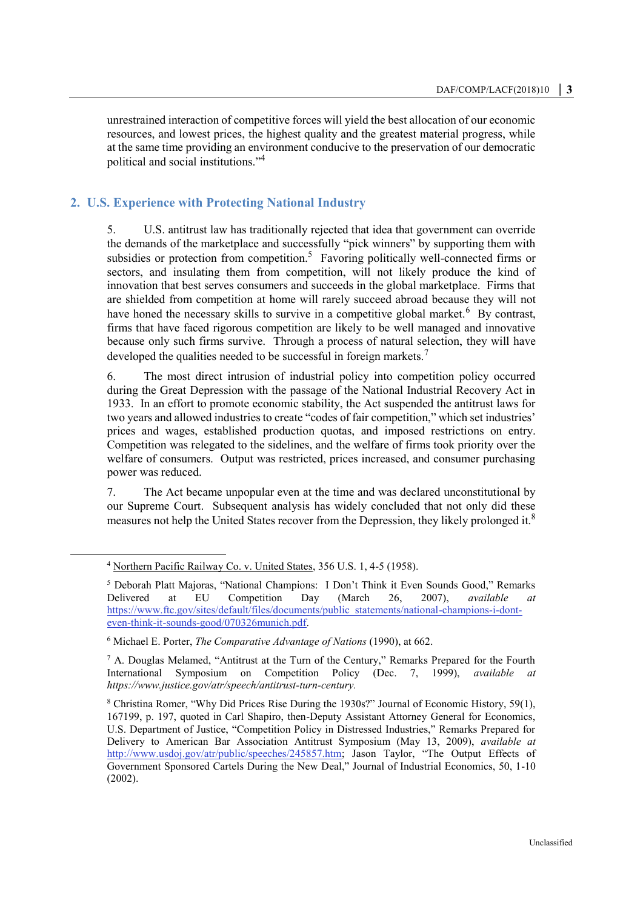unrestrained interaction of competitive forces will yield the best allocation of our economic resources, and lowest prices, the highest quality and the greatest material progress, while at the same time providing an environment conducive to the preservation of our democratic political and social institutions."[4]

## 2. U.S. Experience with Protecting National Industry

5. U.S. antitrust law has traditionally rejected that idea that government can override the demands of the marketplace and successfully "pick winners" by supporting them with subsidies or protection from competition.[5] Favoring politically well-connected firms or sectors, and insulating them from competition, will not likely produce the kind of innovation that best serves consumers and succeeds in the global marketplace. Firms that are shielded from competition at home will rarely succeed abroad because they will not have honed the necessary skills to survive in a competitive global market.[6] By contrast, firms that have faced rigorous competition are likely to be well managed and innovative because only such firms survive. Through a process of natural selection, they will have developed the qualities needed to be successful in foreign markets.[7]

6. The most direct intrusion of industrial policy into competition policy occurred during the Great Depression with the passage of the National Industrial Recovery Act in 1933. In an effort to promote economic stability, the Act suspended the antitrust laws for two years and allowed industries to create "codes of fair competition," which set industries' prices and wages, established production quotas, and imposed restrictions on entry. Competition was relegated to the sidelines, and the welfare of firms took priority over the welfare of consumers. Output was restricted, prices increased, and consumer purchasing power was reduced.

7. The Act became unpopular even at the time and was declared unconstitutional by our Supreme Court. Subsequent analysis has widely concluded that not only did these measures not help the United States recover from the Depression, they likely prolonged it.[8]

---

[4] Northern Pacific Railway Co. v. United States, 356 U.S. 1, 4-5 (1958).

[5] Deborah Platt Majoras, "National Champions: I Don't Think it Even Sounds Good," Remarks Delivered at EU Competition Day (March 26, 2007), *available at* https://www.ftc.gov/sites/default/files/documents/public_statements/national-champions-i-dont-even-think-it-sounds-good/070326munich.pdf.

[6] Michael E. Porter, *The Comparative Advantage of Nations* (1990), at 662.

[7] A. Douglas Melamed, "Antitrust at the Turn of the Century," Remarks Prepared for the Fourth International Symposium on Competition Policy (Dec. 7, 1999), *available at https://www.justice.gov/atr/speech/antitrust-turn-century.*

[8] Christina Romer, "Why Did Prices Rise During the 1930s?" Journal of Economic History, 59(1), 167199, p. 197, quoted in Carl Shapiro, then-Deputy Assistant Attorney General for Economics, U.S. Department of Justice, "Competition Policy in Distressed Industries," Remarks Prepared for Delivery to American Bar Association Antitrust Symposium (May 13, 2009), *available at* http://www.usdoj.gov/atr/public/speeches/245857.htm; Jason Taylor, "The Output Effects of Government Sponsored Cartels During the New Deal," Journal of Industrial Economics, 50, 1-10 (2002).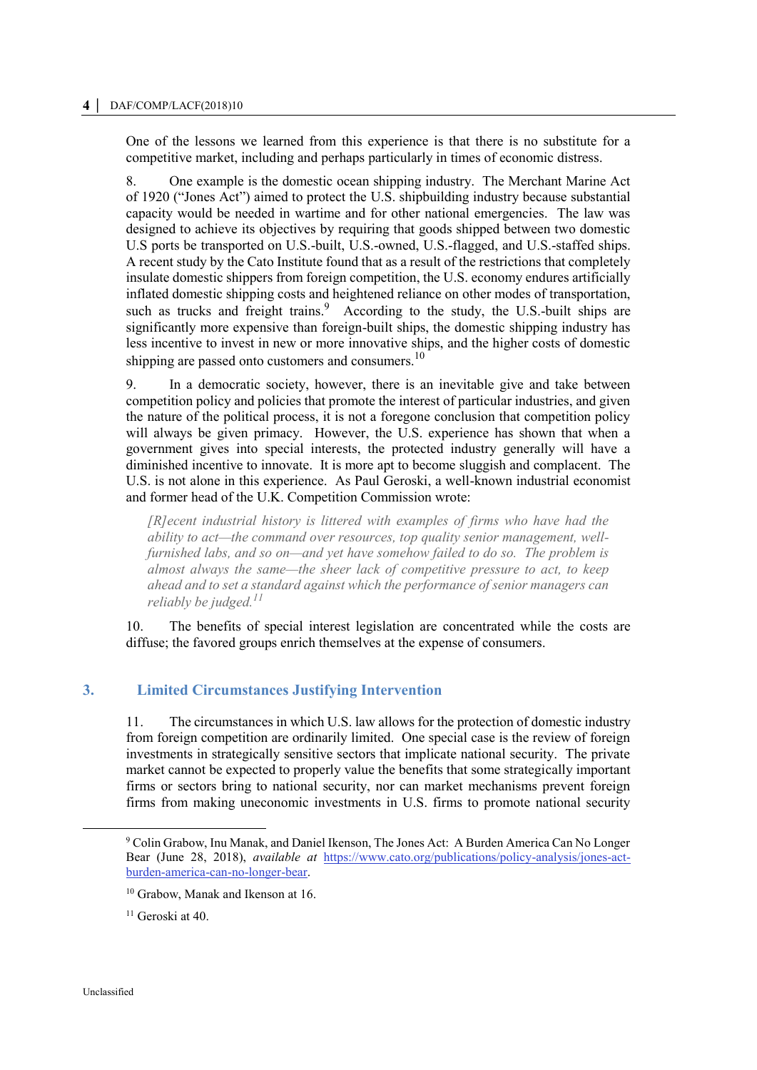One of the lessons we learned from this experience is that there is no substitute for a competitive market, including and perhaps particularly in times of economic distress.

8. One example is the domestic ocean shipping industry. The Merchant Marine Act of 1920 ("Jones Act") aimed to protect the U.S. shipbuilding industry because substantial capacity would be needed in wartime and for other national emergencies. The law was designed to achieve its objectives by requiring that goods shipped between two domestic U.S ports be transported on U.S.-built, U.S.-owned, U.S.-flagged, and U.S.-staffed ships. A recent study by the Cato Institute found that as a result of the restrictions that completely insulate domestic shippers from foreign competition, the U.S. economy endures artificially inflated domestic shipping costs and heightened reliance on other modes of transportation, such as trucks and freight trains.[9] According to the study, the U.S.-built ships are significantly more expensive than foreign-built ships, the domestic shipping industry has less incentive to invest in new or more innovative ships, and the higher costs of domestic shipping are passed onto customers and consumers.[10]

9. In a democratic society, however, there is an inevitable give and take between competition policy and policies that promote the interest of particular industries, and given the nature of the political process, it is not a foregone conclusion that competition policy will always be given primacy. However, the U.S. experience has shown that when a government gives into special interests, the protected industry generally will have a diminished incentive to innovate. It is more apt to become sluggish and complacent. The U.S. is not alone in this experience. As Paul Geroski, a well-known industrial economist and former head of the U.K. Competition Commission wrote:

> *[R]ecent industrial history is littered with examples of firms who have had the ability to act—the command over resources, top quality senior management, well-furnished labs, and so on—and yet have somehow failed to do so. The problem is almost always the same—the sheer lack of competitive pressure to act, to keep ahead and to set a standard against which the performance of senior managers can reliably be judged.*[11]

10. The benefits of special interest legislation are concentrated while the costs are diffuse; the favored groups enrich themselves at the expense of consumers.

## 3. Limited Circumstances Justifying Intervention

11. The circumstances in which U.S. law allows for the protection of domestic industry from foreign competition are ordinarily limited. One special case is the review of foreign investments in strategically sensitive sectors that implicate national security. The private market cannot be expected to properly value the benefits that some strategically important firms or sectors bring to national security, nor can market mechanisms prevent foreign firms from making uneconomic investments in U.S. firms to promote national security

---

[9] Colin Grabow, Inu Manak, and Daniel Ikenson, The Jones Act: A Burden America Can No Longer Bear (June 28, 2018), *available at* https://www.cato.org/publications/policy-analysis/jones-act-burden-america-can-no-longer-bear.

[10] Grabow, Manak and Ikenson at 16.

[11] Geroski at 40.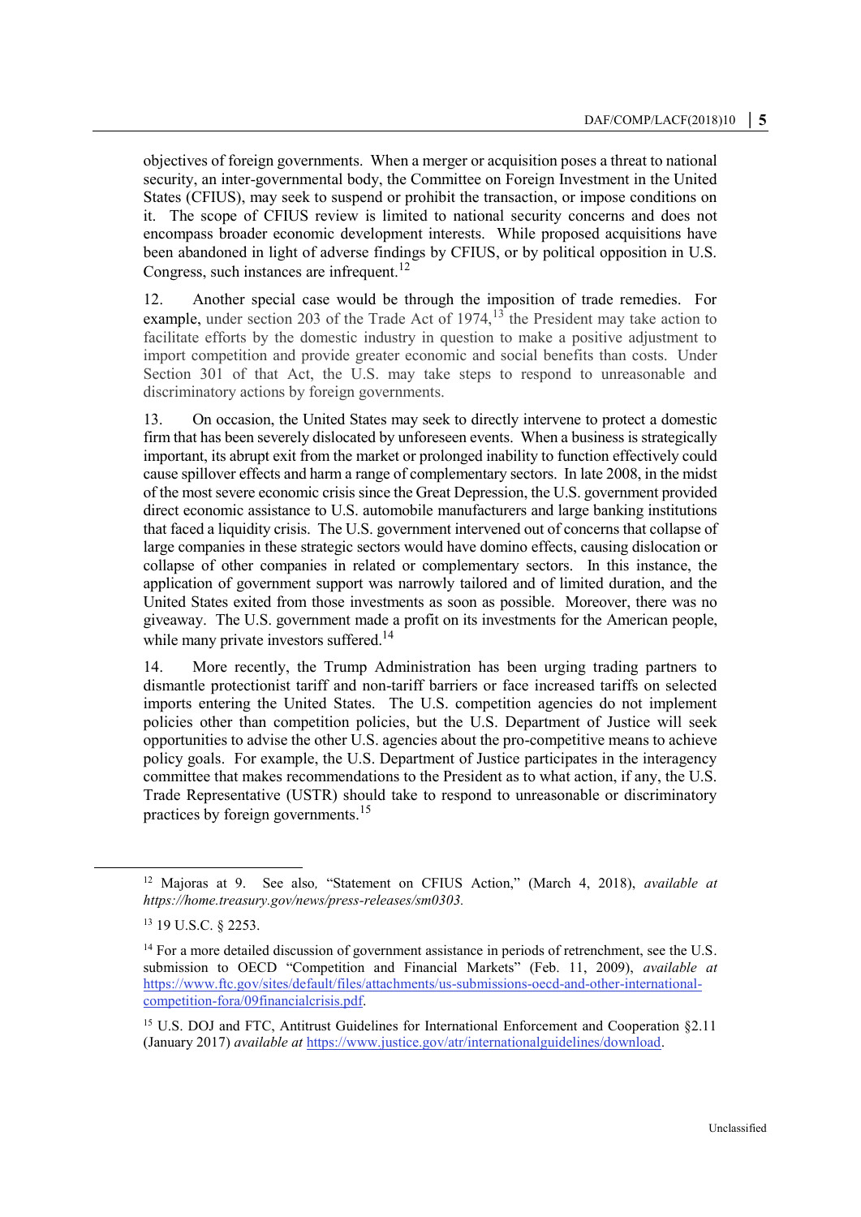objectives of foreign governments. When a merger or acquisition poses a threat to national security, an inter-governmental body, the Committee on Foreign Investment in the United States (CFIUS), may seek to suspend or prohibit the transaction, or impose conditions on it. The scope of CFIUS review is limited to national security concerns and does not encompass broader economic development interests. While proposed acquisitions have been abandoned in light of adverse findings by CFIUS, or by political opposition in U.S. Congress, such instances are infrequent.[12]

12. Another special case would be through the imposition of trade remedies. For example, under section 203 of the Trade Act of 1974,[13] the President may take action to facilitate efforts by the domestic industry in question to make a positive adjustment to import competition and provide greater economic and social benefits than costs. Under Section 301 of that Act, the U.S. may take steps to respond to unreasonable and discriminatory actions by foreign governments.

13. On occasion, the United States may seek to directly intervene to protect a domestic firm that has been severely dislocated by unforeseen events. When a business is strategically important, its abrupt exit from the market or prolonged inability to function effectively could cause spillover effects and harm a range of complementary sectors. In late 2008, in the midst of the most severe economic crisis since the Great Depression, the U.S. government provided direct economic assistance to U.S. automobile manufacturers and large banking institutions that faced a liquidity crisis. The U.S. government intervened out of concerns that collapse of large companies in these strategic sectors would have domino effects, causing dislocation or collapse of other companies in related or complementary sectors. In this instance, the application of government support was narrowly tailored and of limited duration, and the United States exited from those investments as soon as possible. Moreover, there was no giveaway. The U.S. government made a profit on its investments for the American people, while many private investors suffered.[14]

14. More recently, the Trump Administration has been urging trading partners to dismantle protectionist tariff and non-tariff barriers or face increased tariffs on selected imports entering the United States. The U.S. competition agencies do not implement policies other than competition policies, but the U.S. Department of Justice will seek opportunities to advise the other U.S. agencies about the pro-competitive means to achieve policy goals. For example, the U.S. Department of Justice participates in the interagency committee that makes recommendations to the President as to what action, if any, the U.S. Trade Representative (USTR) should take to respond to unreasonable or discriminatory practices by foreign governments.[15]

---

[12] Majoras at 9. See also, "Statement on CFIUS Action," (March 4, 2018), *available at https://home.treasury.gov/news/press-releases/sm0303.*

[13] 19 U.S.C. § 2253.

[14] For a more detailed discussion of government assistance in periods of retrenchment, see the U.S. submission to OECD "Competition and Financial Markets" (Feb. 11, 2009), *available at* https://www.ftc.gov/sites/default/files/attachments/us-submissions-oecd-and-other-international-competition-fora/09financialcrisis.pdf.

[15] U.S. DOJ and FTC, Antitrust Guidelines for International Enforcement and Cooperation §2.11 (January 2017) *available at* https://www.justice.gov/atr/internationalguidelines/download.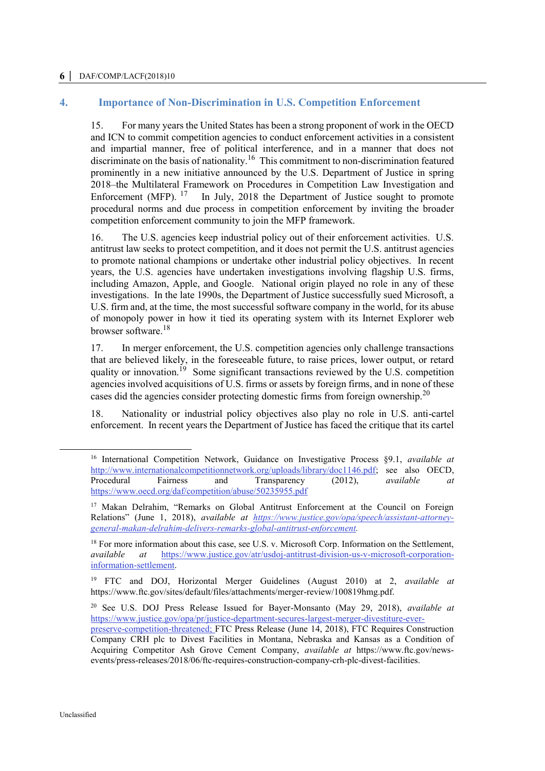## 4. Importance of Non-Discrimination in U.S. Competition Enforcement

15. For many years the United States has been a strong proponent of work in the OECD and ICN to commit competition agencies to conduct enforcement activities in a consistent and impartial manner, free of political interference, and in a manner that does not discriminate on the basis of nationality.[16] This commitment to non-discrimination featured prominently in a new initiative announced by the U.S. Department of Justice in spring 2018–the Multilateral Framework on Procedures in Competition Law Investigation and Enforcement (MFP).[17] In July, 2018 the Department of Justice sought to promote procedural norms and due process in competition enforcement by inviting the broader competition enforcement community to join the MFP framework.

16. The U.S. agencies keep industrial policy out of their enforcement activities. U.S. antitrust law seeks to protect competition, and it does not permit the U.S. antitrust agencies to promote national champions or undertake other industrial policy objectives. In recent years, the U.S. agencies have undertaken investigations involving flagship U.S. firms, including Amazon, Apple, and Google. National origin played no role in any of these investigations. In the late 1990s, the Department of Justice successfully sued Microsoft, a U.S. firm and, at the time, the most successful software company in the world, for its abuse of monopoly power in how it tied its operating system with its Internet Explorer web browser software.[18]

17. In merger enforcement, the U.S. competition agencies only challenge transactions that are believed likely, in the foreseeable future, to raise prices, lower output, or retard quality or innovation.[19] Some significant transactions reviewed by the U.S. competition agencies involved acquisitions of U.S. firms or assets by foreign firms, and in none of these cases did the agencies consider protecting domestic firms from foreign ownership.[20]

18. Nationality or industrial policy objectives also play no role in U.S. anti-cartel enforcement. In recent years the Department of Justice has faced the critique that its cartel

---

[16] International Competition Network, Guidance on Investigative Process §9.1, *available at* http://www.internationalcompetitionnetwork.org/uploads/library/doc1146.pdf; see also OECD, Procedural Fairness and Transparency (2012), *available at* https://www.oecd.org/daf/competition/abuse/50235955.pdf

[17] Makan Delrahim, "Remarks on Global Antitrust Enforcement at the Council on Foreign Relations" (June 1, 2018), *available at https://www.justice.gov/opa/speech/assistant-attorney-general-makan-delrahim-delivers-remarks-global-antitrust-enforcement.*

[18] For more information about this case, see U.S. v. Microsoft Corp. Information on the Settlement, *available at* https://www.justice.gov/atr/usdoj-antitrust-division-us-v-microsoft-corporation-information-settlement.

[19] FTC and DOJ, Horizontal Merger Guidelines (August 2010) at 2, *available at* https://www.ftc.gov/sites/default/files/attachments/merger-review/100819hmg.pdf.

[20] See U.S. DOJ Press Release Issued for Bayer-Monsanto (May 29, 2018), *available at* https://www.justice.gov/opa/pr/justice-department-secures-largest-merger-divestiture-ever-preserve-competition-threatened; FTC Press Release (June 14, 2018), FTC Requires Construction Company CRH plc to Divest Facilities in Montana, Nebraska and Kansas as a Condition of Acquiring Competitor Ash Grove Cement Company, *available at* https://www.ftc.gov/news-events/press-releases/2018/06/ftc-requires-construction-company-crh-plc-divest-facilities.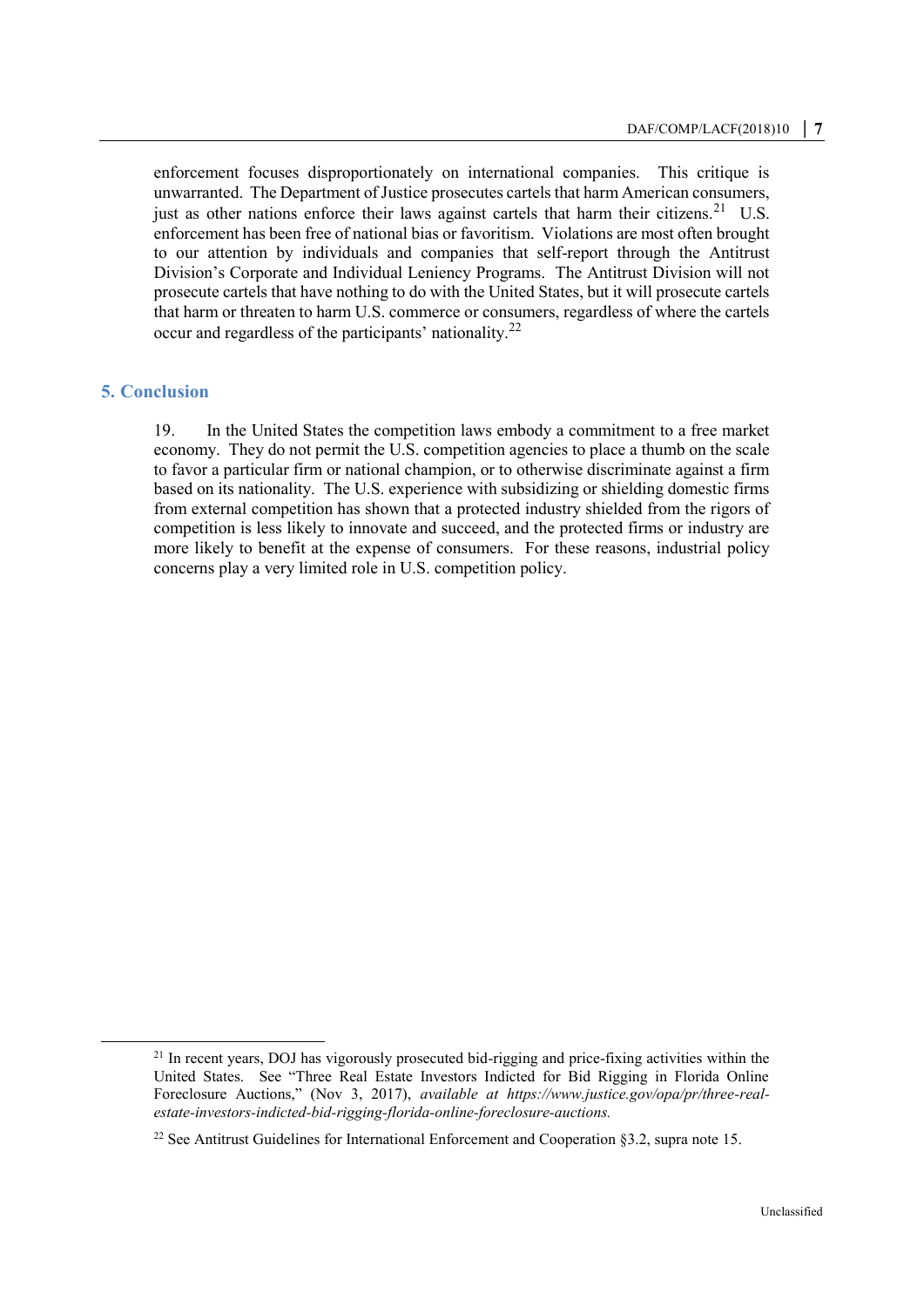enforcement focuses disproportionately on international companies. This critique is unwarranted. The Department of Justice prosecutes cartels that harm American consumers, just as other nations enforce their laws against cartels that harm their citizens.[21] U.S. enforcement has been free of national bias or favoritism. Violations are most often brought to our attention by individuals and companies that self-report through the Antitrust Division's Corporate and Individual Leniency Programs. The Antitrust Division will not prosecute cartels that have nothing to do with the United States, but it will prosecute cartels that harm or threaten to harm U.S. commerce or consumers, regardless of where the cartels occur and regardless of the participants' nationality.[22]

## 5. Conclusion

19. In the United States the competition laws embody a commitment to a free market economy. They do not permit the U.S. competition agencies to place a thumb on the scale to favor a particular firm or national champion, or to otherwise discriminate against a firm based on its nationality. The U.S. experience with subsidizing or shielding domestic firms from external competition has shown that a protected industry shielded from the rigors of competition is less likely to innovate and succeed, and the protected firms or industry are more likely to benefit at the expense of consumers. For these reasons, industrial policy concerns play a very limited role in U.S. competition policy.

---

[21] In recent years, DOJ has vigorously prosecuted bid-rigging and price-fixing activities within the United States. See "Three Real Estate Investors Indicted for Bid Rigging in Florida Online Foreclosure Auctions," (Nov 3, 2017), *available at https://www.justice.gov/opa/pr/three-real-estate-investors-indicted-bid-rigging-florida-online-foreclosure-auctions.*

[22] See Antitrust Guidelines for International Enforcement and Cooperation §3.2, supra note 15.